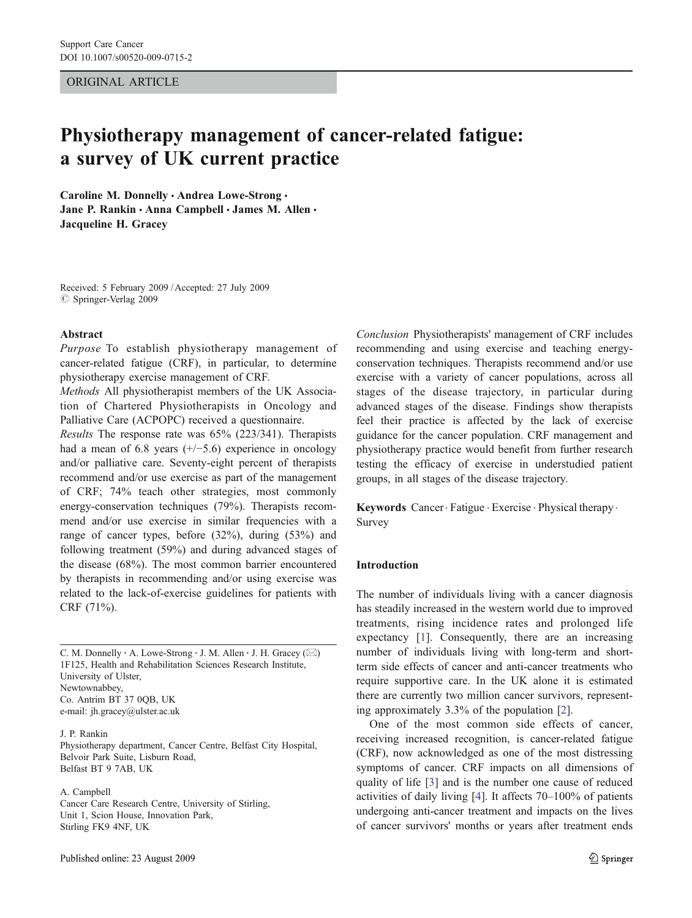ORIGINAL ARTICLE

# Physiotherapy management of cancer-related fatigue: a survey of UK current practice

**Caroline M. Donnelly · Andrea Lowe-Strong · Jane P. Rankin · Anna Campbell · James M. Allen · Jacqueline H. Gracey**

Received: 5 February 2009 / Accepted: 27 July 2009
© Springer-Verlag 2009

**Abstract**

*Purpose* To establish physiotherapy management of cancer-related fatigue (CRF), in particular, to determine physiotherapy exercise management of CRF.

*Methods* All physiotherapist members of the UK Association of Chartered Physiotherapists in Oncology and Palliative Care (ACPOPC) received a questionnaire.

*Results* The response rate was 65% (223/341). Therapists had a mean of 6.8 years (+/−5.6) experience in oncology and/or palliative care. Seventy-eight percent of therapists recommend and/or use exercise as part of the management of CRF; 74% teach other strategies, most commonly energy-conservation techniques (79%). Therapists recommend and/or use exercise in similar frequencies with a range of cancer types, before (32%), during (53%) and following treatment (59%) and during advanced stages of the disease (68%). The most common barrier encountered by therapists in recommending and/or using exercise was related to the lack-of-exercise guidelines for patients with CRF (71%).

*Conclusion* Physiotherapists' management of CRF includes recommending and using exercise and teaching energy-conservation techniques. Therapists recommend and/or use exercise with a variety of cancer populations, across all stages of the disease trajectory, in particular during advanced stages of the disease. Findings show therapists feel their practice is affected by the lack of exercise guidance for the cancer population. CRF management and physiotherapy practice would benefit from further research testing the efficacy of exercise in understudied patient groups, in all stages of the disease trajectory.

**Keywords** Cancer · Fatigue · Exercise · Physical therapy · Survey

C. M. Donnelly · A. Lowe-Strong · J. M. Allen · J. H. Gracey (✉)
1F125, Health and Rehabilitation Sciences Research Institute,
University of Ulster,
Newtownabbey,
Co. Antrim BT 37 0QB, UK
e-mail: jh.gracey@ulster.ac.uk

J. P. Rankin
Physiotherapy department, Cancer Centre, Belfast City Hospital,
Belvoir Park Suite, Lisburn Road,
Belfast BT 9 7AB, UK

A. Campbell
Cancer Care Research Centre, University of Stirling,
Unit 1, Scion House, Innovation Park,
Stirling FK9 4NF, UK

## Introduction

The number of individuals living with a cancer diagnosis has steadily increased in the western world due to improved treatments, rising incidence rates and prolonged life expectancy [1]. Consequently, there are an increasing number of individuals living with long-term and short-term side effects of cancer and anti-cancer treatments who require supportive care. In the UK alone it is estimated there are currently two million cancer survivors, representing approximately 3.3% of the population [2].

One of the most common side effects of cancer, receiving increased recognition, is cancer-related fatigue (CRF), now acknowledged as one of the most distressing symptoms of cancer. CRF impacts on all dimensions of quality of life [3] and is the number one cause of reduced activities of daily living [4]. It affects 70–100% of patients undergoing anti-cancer treatment and impacts on the lives of cancer survivors' months or years after treatment ends

Published online: 23 August 2009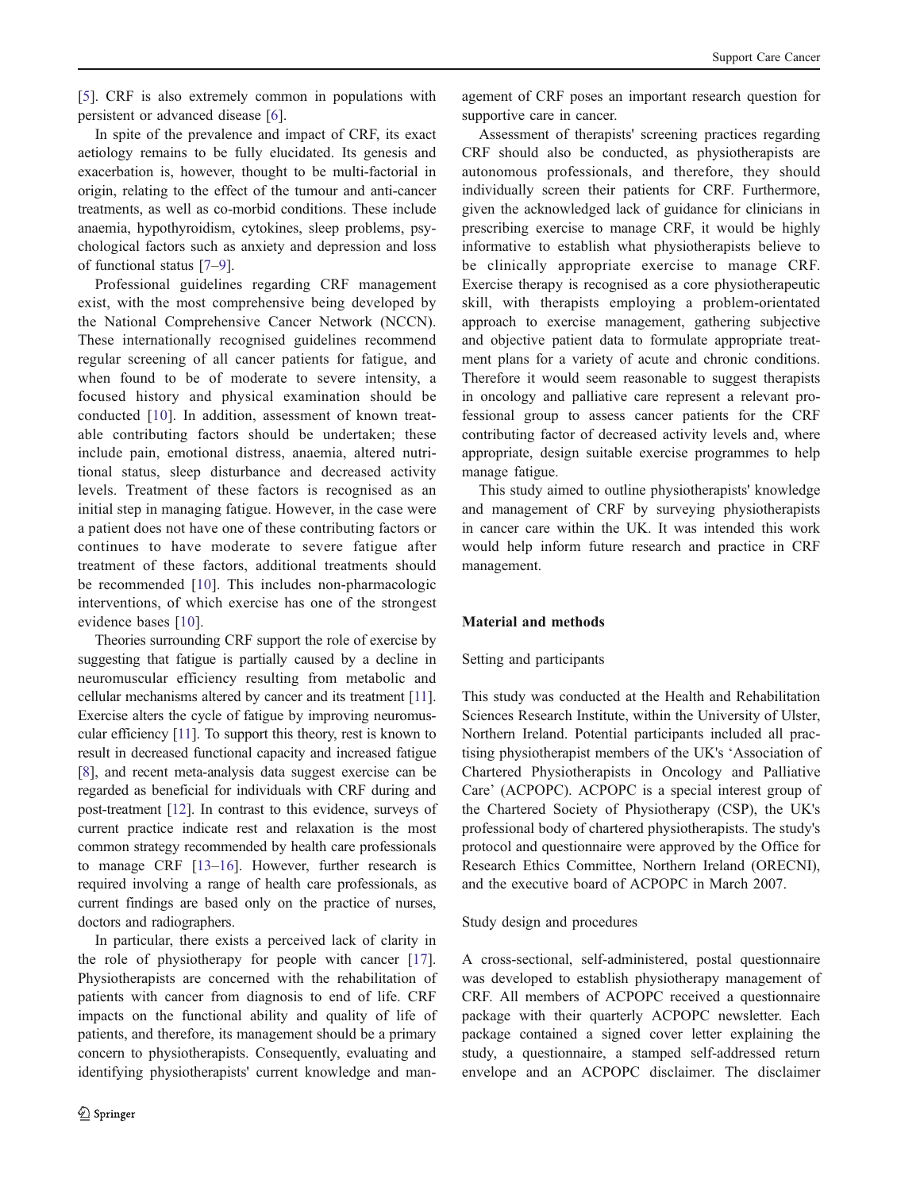[5]. CRF is also extremely common in populations with persistent or advanced disease [6].

In spite of the prevalence and impact of CRF, its exact aetiology remains to be fully elucidated. Its genesis and exacerbation is, however, thought to be multi-factorial in origin, relating to the effect of the tumour and anti-cancer treatments, as well as co-morbid conditions. These include anaemia, hypothyroidism, cytokines, sleep problems, psychological factors such as anxiety and depression and loss of functional status [7–9].

Professional guidelines regarding CRF management exist, with the most comprehensive being developed by the National Comprehensive Cancer Network (NCCN). These internationally recognised guidelines recommend regular screening of all cancer patients for fatigue, and when found to be of moderate to severe intensity, a focused history and physical examination should be conducted [10]. In addition, assessment of known treatable contributing factors should be undertaken; these include pain, emotional distress, anaemia, altered nutritional status, sleep disturbance and decreased activity levels. Treatment of these factors is recognised as an initial step in managing fatigue. However, in the case were a patient does not have one of these contributing factors or continues to have moderate to severe fatigue after treatment of these factors, additional treatments should be recommended [10]. This includes non-pharmacologic interventions, of which exercise has one of the strongest evidence bases [10].

Theories surrounding CRF support the role of exercise by suggesting that fatigue is partially caused by a decline in neuromuscular efficiency resulting from metabolic and cellular mechanisms altered by cancer and its treatment [11]. Exercise alters the cycle of fatigue by improving neuromuscular efficiency [11]. To support this theory, rest is known to result in decreased functional capacity and increased fatigue [8], and recent meta-analysis data suggest exercise can be regarded as beneficial for individuals with CRF during and post-treatment [12]. In contrast to this evidence, surveys of current practice indicate rest and relaxation is the most common strategy recommended by health care professionals to manage CRF [13–16]. However, further research is required involving a range of health care professionals, as current findings are based only on the practice of nurses, doctors and radiographers.

In particular, there exists a perceived lack of clarity in the role of physiotherapy for people with cancer [17]. Physiotherapists are concerned with the rehabilitation of patients with cancer from diagnosis to end of life. CRF impacts on the functional ability and quality of life of patients, and therefore, its management should be a primary concern to physiotherapists. Consequently, evaluating and identifying physiotherapists' current knowledge and management of CRF poses an important research question for supportive care in cancer.

Assessment of therapists' screening practices regarding CRF should also be conducted, as physiotherapists are autonomous professionals, and therefore, they should individually screen their patients for CRF. Furthermore, given the acknowledged lack of guidance for clinicians in prescribing exercise to manage CRF, it would be highly informative to establish what physiotherapists believe to be clinically appropriate exercise to manage CRF. Exercise therapy is recognised as a core physiotherapeutic skill, with therapists employing a problem-orientated approach to exercise management, gathering subjective and objective patient data to formulate appropriate treatment plans for a variety of acute and chronic conditions. Therefore it would seem reasonable to suggest therapists in oncology and palliative care represent a relevant professional group to assess cancer patients for the CRF contributing factor of decreased activity levels and, where appropriate, design suitable exercise programmes to help manage fatigue.

This study aimed to outline physiotherapists' knowledge and management of CRF by surveying physiotherapists in cancer care within the UK. It was intended this work would help inform future research and practice in CRF management.

## Material and methods

### Setting and participants

This study was conducted at the Health and Rehabilitation Sciences Research Institute, within the University of Ulster, Northern Ireland. Potential participants included all practising physiotherapist members of the UK's 'Association of Chartered Physiotherapists in Oncology and Palliative Care' (ACPOPC). ACPOPC is a special interest group of the Chartered Society of Physiotherapy (CSP), the UK's professional body of chartered physiotherapists. The study's protocol and questionnaire were approved by the Office for Research Ethics Committee, Northern Ireland (ORECNI), and the executive board of ACPOPC in March 2007.

### Study design and procedures

A cross-sectional, self-administered, postal questionnaire was developed to establish physiotherapy management of CRF. All members of ACPOPC received a questionnaire package with their quarterly ACPOPC newsletter. Each package contained a signed cover letter explaining the study, a questionnaire, a stamped self-addressed return envelope and an ACPOPC disclaimer. The disclaimer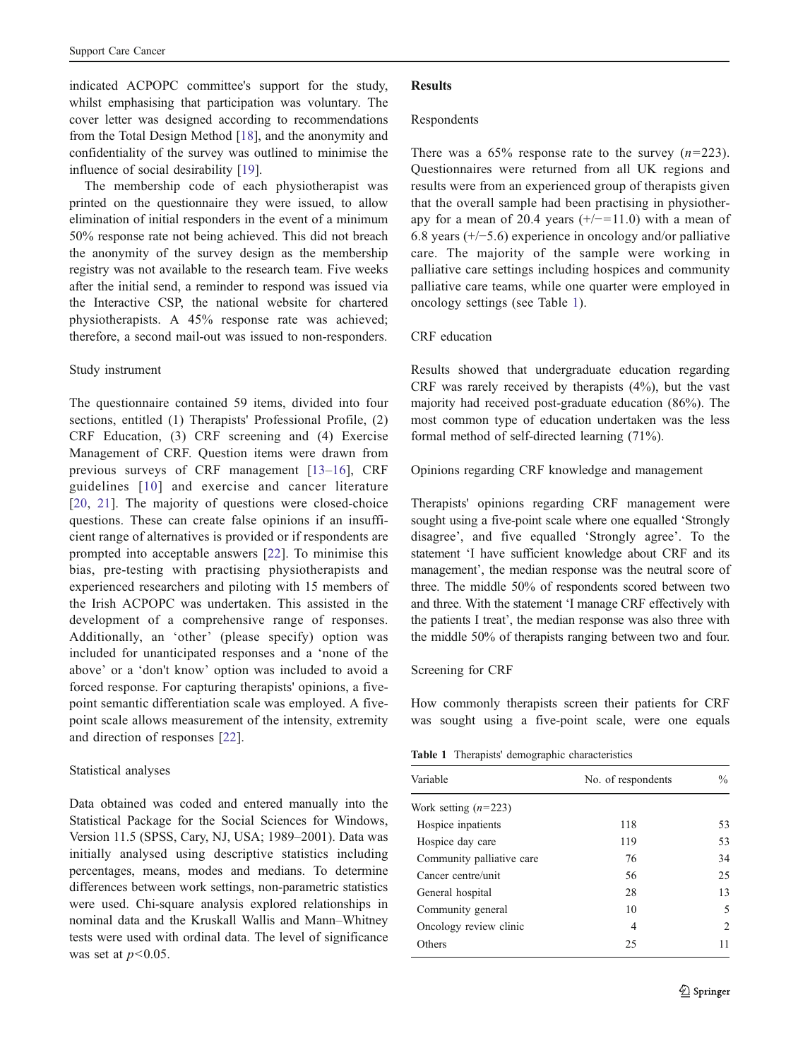indicated ACPOPC committee's support for the study, whilst emphasising that participation was voluntary. The cover letter was designed according to recommendations from the Total Design Method [18], and the anonymity and confidentiality of the survey was outlined to minimise the influence of social desirability [19].

The membership code of each physiotherapist was printed on the questionnaire they were issued, to allow elimination of initial responders in the event of a minimum 50% response rate not being achieved. This did not breach the anonymity of the survey design as the membership registry was not available to the research team. Five weeks after the initial send, a reminder to respond was issued via the Interactive CSP, the national website for chartered physiotherapists. A 45% response rate was achieved; therefore, a second mail-out was issued to non-responders.

### Study instrument

The questionnaire contained 59 items, divided into four sections, entitled (1) Therapists' Professional Profile, (2) CRF Education, (3) CRF screening and (4) Exercise Management of CRF. Question items were drawn from previous surveys of CRF management [13–16], CRF guidelines [10] and exercise and cancer literature [20, 21]. The majority of questions were closed-choice questions. These can create false opinions if an insufficient range of alternatives is provided or if respondents are prompted into acceptable answers [22]. To minimise this bias, pre-testing with practising physiotherapists and experienced researchers and piloting with 15 members of the Irish ACPOPC was undertaken. This assisted in the development of a comprehensive range of responses. Additionally, an 'other' (please specify) option was included for unanticipated responses and a 'none of the above' or a 'don't know' option was included to avoid a forced response. For capturing therapists' opinions, a five-point semantic differentiation scale was employed. A five-point scale allows measurement of the intensity, extremity and direction of responses [22].

### Statistical analyses

Data obtained was coded and entered manually into the Statistical Package for the Social Sciences for Windows, Version 11.5 (SPSS, Cary, NJ, USA; 1989–2001). Data was initially analysed using descriptive statistics including percentages, means, modes and medians. To determine differences between work settings, non-parametric statistics were used. Chi-square analysis explored relationships in nominal data and the Kruskall Wallis and Mann–Whitney tests were used with ordinal data. The level of significance was set at $p<0.05$.

## Results

### Respondents

There was a 65% response rate to the survey ($n=223$). Questionnaires were returned from all UK regions and results were from an experienced group of therapists given that the overall sample had been practising in physiotherapy for a mean of 20.4 years (+/−=11.0) with a mean of 6.8 years (+/−5.6) experience in oncology and/or palliative care. The majority of the sample were working in palliative care settings including hospices and community palliative care teams, while one quarter were employed in oncology settings (see Table 1).

### CRF education

Results showed that undergraduate education regarding CRF was rarely received by therapists (4%), but the vast majority had received post-graduate education (86%). The most common type of education undertaken was the less formal method of self-directed learning (71%).

### Opinions regarding CRF knowledge and management

Therapists' opinions regarding CRF management were sought using a five-point scale where one equalled 'Strongly disagree', and five equalled 'Strongly agree'. To the statement 'I have sufficient knowledge about CRF and its management', the median response was the neutral score of three. The middle 50% of respondents scored between two and three. With the statement 'I manage CRF effectively with the patients I treat', the median response was also three with the middle 50% of therapists ranging between two and four.

### Screening for CRF

How commonly therapists screen their patients for CRF was sought using a five-point scale, were one equals

**Table 1** Therapists' demographic characteristics

| Variable | No. of respondents | % |
|---|---|---|
| Work setting ($n=223$) | | |
| Hospice inpatients | 118 | 53 |
| Hospice day care | 119 | 53 |
| Community palliative care | 76 | 34 |
| Cancer centre/unit | 56 | 25 |
| General hospital | 28 | 13 |
| Community general | 10 | 5 |
| Oncology review clinic | 4 | 2 |
| Others | 25 | 11 |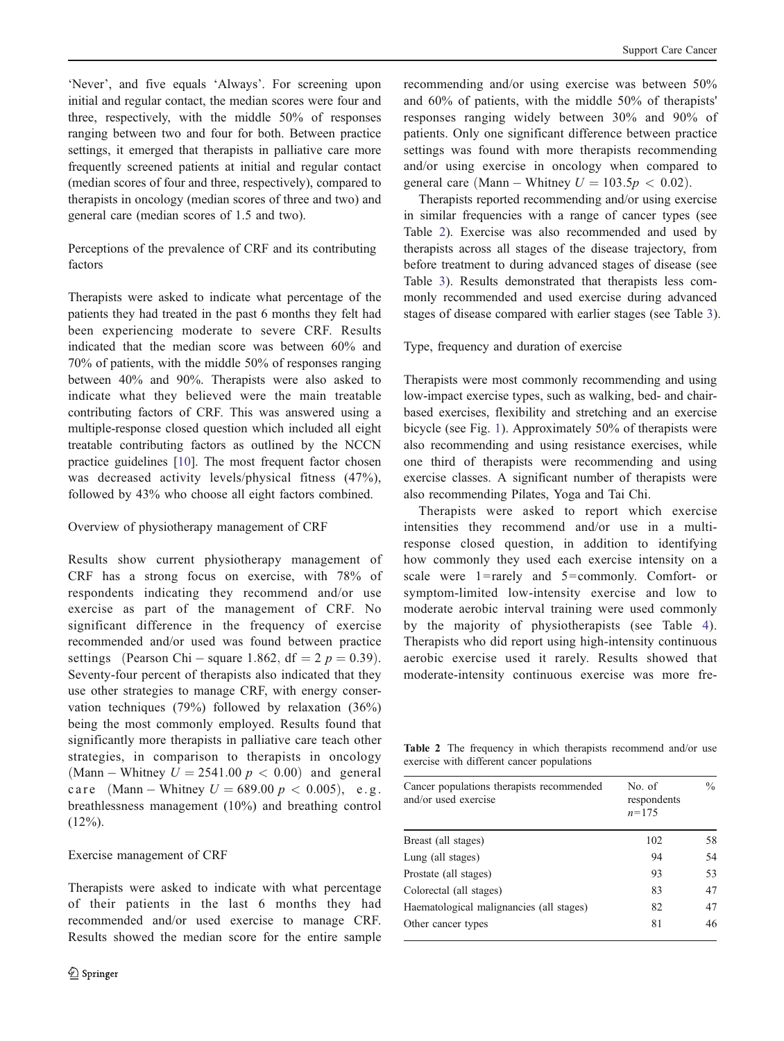'Never', and five equals 'Always'. For screening upon initial and regular contact, the median scores were four and three, respectively, with the middle 50% of responses ranging between two and four for both. Between practice settings, it emerged that therapists in palliative care more frequently screened patients at initial and regular contact (median scores of four and three, respectively), compared to therapists in oncology (median scores of three and two) and general care (median scores of 1.5 and two).

### Perceptions of the prevalence of CRF and its contributing factors

Therapists were asked to indicate what percentage of the patients they had treated in the past 6 months they felt had been experiencing moderate to severe CRF. Results indicated that the median score was between 60% and 70% of patients, with the middle 50% of responses ranging between 40% and 90%. Therapists were also asked to indicate what they believed were the main treatable contributing factors of CRF. This was answered using a multiple-response closed question which included all eight treatable contributing factors as outlined by the NCCN practice guidelines [10]. The most frequent factor chosen was decreased activity levels/physical fitness (47%), followed by 43% who choose all eight factors combined.

### Overview of physiotherapy management of CRF

Results show current physiotherapy management of CRF has a strong focus on exercise, with 78% of respondents indicating they recommend and/or use exercise as part of the management of CRF. No significant difference in the frequency of exercise recommended and/or used was found between practice settings $(\text{Pearson Chi} - \text{square } 1.862,\ \text{df} = 2\ p = 0.39)$. Seventy-four percent of therapists also indicated that they use other strategies to manage CRF, with energy conservation techniques (79%) followed by relaxation (36%) being the most commonly employed. Results found that significantly more therapists in palliative care teach other strategies, in comparison to therapists in oncology $(\text{Mann} - \text{Whitney } U = 2541.00\ p < 0.00)$ and general care $(\text{Mann} - \text{Whitney } U = 689.00\ p < 0.005)$, e.g. breathlessness management (10%) and breathing control (12%).

### Exercise management of CRF

Therapists were asked to indicate with what percentage of their patients in the last 6 months they had recommended and/or used exercise to manage CRF. Results showed the median score for the entire sample recommending and/or using exercise was between 50% and 60% of patients, with the middle 50% of therapists' responses ranging widely between 30% and 90% of patients. Only one significant difference between practice settings was found with more therapists recommending and/or using exercise in oncology when compared to general care $(\text{Mann} - \text{Whitney } U = 103.5 p < 0.02)$.

Therapists reported recommending and/or using exercise in similar frequencies with a range of cancer types (see Table 2). Exercise was also recommended and used by therapists across all stages of the disease trajectory, from before treatment to during advanced stages of disease (see Table 3). Results demonstrated that therapists less commonly recommended and used exercise during advanced stages of disease compared with earlier stages (see Table 3).

### Type, frequency and duration of exercise

Therapists were most commonly recommending and using low-impact exercise types, such as walking, bed- and chair-based exercises, flexibility and stretching and an exercise bicycle (see Fig. 1). Approximately 50% of therapists were also recommending and using resistance exercises, while one third of therapists were recommending and using exercise classes. A significant number of therapists were also recommending Pilates, Yoga and Tai Chi.

Therapists were asked to report which exercise intensities they recommend and/or use in a multi-response closed question, in addition to identifying how commonly they used each exercise intensity on a scale were 1=rarely and 5=commonly. Comfort- or symptom-limited low-intensity exercise and low to moderate aerobic interval training were used commonly by the majority of physiotherapists (see Table 4). Therapists who did report using high-intensity continuous aerobic exercise used it rarely. Results showed that moderate-intensity continuous exercise was more fre-

**Table 2** The frequency in which therapists recommend and/or use exercise with different cancer populations

| Cancer populations therapists recommended and/or used exercise | No. of respondents $n$=175 | % |
|---|---|---|
| Breast (all stages) | 102 | 58 |
| Lung (all stages) | 94 | 54 |
| Prostate (all stages) | 93 | 53 |
| Colorectal (all stages) | 83 | 47 |
| Haematological malignancies (all stages) | 82 | 47 |
| Other cancer types | 81 | 46 |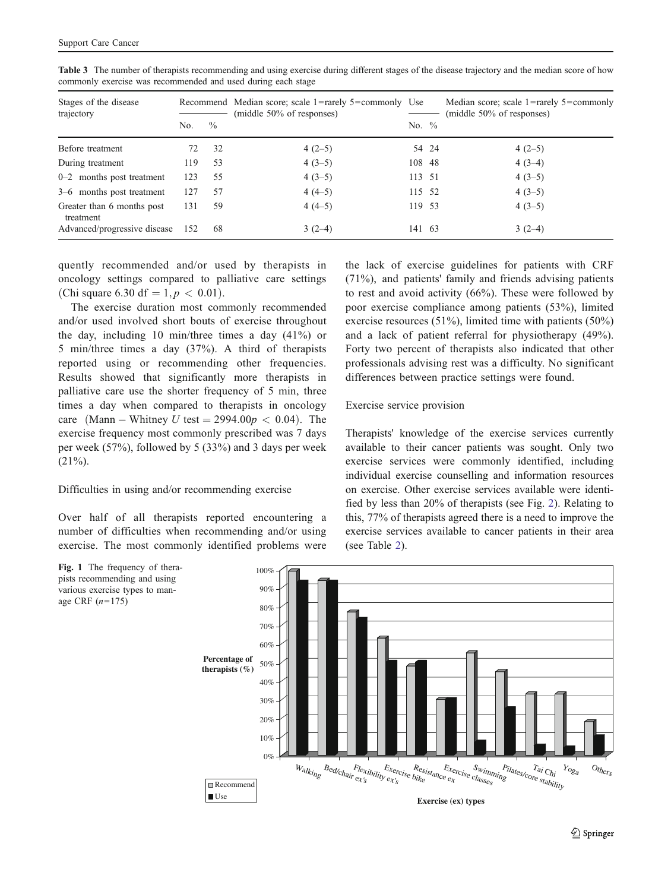**Table 3** The number of therapists recommending and using exercise during different stages of the disease trajectory and the median score of how commonly exercise was recommended and used during each stage

| Stages of the disease trajectory | Recommend | | Median score; scale 1=rarely 5=commonly (middle 50% of responses) | Use | | Median score; scale 1=rarely 5=commonly (middle 50% of responses) |
|---|---|---|---|---|---|---|
| | No. | % | | No. | % | |
| Before treatment | 72 | 32 | 4 (2–5) | 54 | 24 | 4 (2–5) |
| During treatment | 119 | 53 | 4 (3–5) | 108 | 48 | 4 (3–4) |
| 0–2 months post treatment | 123 | 55 | 4 (3–5) | 113 | 51 | 4 (3–5) |
| 3–6 months post treatment | 127 | 57 | 4 (4–5) | 115 | 52 | 4 (3–5) |
| Greater than 6 months post treatment | 131 | 59 | 4 (4–5) | 119 | 53 | 4 (3–5) |
| Advanced/progressive disease | 152 | 68 | 3 (2–4) | 141 | 63 | 3 (2–4) |

quently recommended and/or used by therapists in oncology settings compared to palliative care settings (Chi square $6.30$ $\mathrm{df} = 1, p < 0.01$).

The exercise duration most commonly recommended and/or used involved short bouts of exercise throughout the day, including 10 min/three times a day (41%) or 5 min/three times a day (37%). A third of therapists reported using or recommending other frequencies. Results showed that significantly more therapists in palliative care use the shorter frequency of 5 min, three times a day when compared to therapists in oncology care $(\mathrm{Mann-Whitney}\ U\ \mathrm{test} = 2994.00 p < 0.04)$. The exercise frequency most commonly prescribed was 7 days per week (57%), followed by 5 (33%) and 3 days per week (21%).

### Difficulties in using and/or recommending exercise

Over half of all therapists reported encountering a number of difficulties when recommending and/or using exercise. The most commonly identified problems were the lack of exercise guidelines for patients with CRF (71%), and patients' family and friends advising patients to rest and avoid activity (66%). These were followed by poor exercise compliance among patients (53%), limited exercise resources (51%), limited time with patients (50%) and a lack of patient referral for physiotherapy (49%). Forty two percent of therapists also indicated that other professionals advising rest was a difficulty. No significant differences between practice settings were found.

### Exercise service provision

Therapists' knowledge of the exercise services currently available to their cancer patients was sought. Only two exercise services were commonly identified, including individual exercise counselling and information resources on exercise. Other exercise services available were identified by less than 20% of therapists (see Fig. 2). Relating to this, 77% of therapists agreed there is a need to improve the exercise services available to cancer patients in their area (see Table 2).

**Fig. 1** The frequency of therapists recommending and using various exercise types to manage CRF ($n$=175)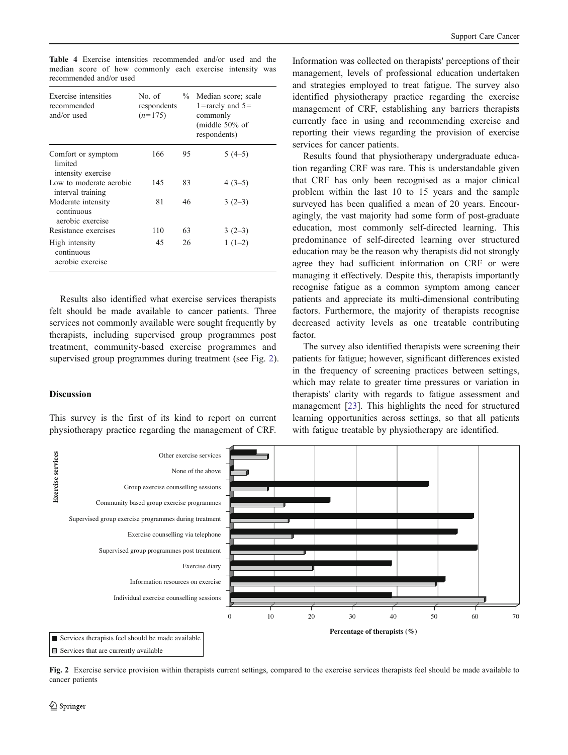**Table 4** Exercise intensities recommended and/or used and the median score of how commonly each exercise intensity was recommended and/or used

| Exercise intensities recommended and/or used | No. of respondents ($n$=175) | % | Median score; scale 1=rarely and 5= commonly (middle 50% of respondents) |
|---|---|---|---|
| Comfort or symptom limited intensity exercise | 166 | 95 | 5 (4–5) |
| Low to moderate aerobic interval training | 145 | 83 | 4 (3–5) |
| Moderate intensity continuous aerobic exercise | 81 | 46 | 3 (2–3) |
| Resistance exercises | 110 | 63 | 3 (2–3) |
| High intensity continuous aerobic exercise | 45 | 26 | 1 (1–2) |

Results also identified what exercise services therapists felt should be made available to cancer patients. Three services not commonly available were sought frequently by therapists, including supervised group programmes post treatment, community-based exercise programmes and supervised group programmes during treatment (see Fig. 2).

## Discussion

This survey is the first of its kind to report on current physiotherapy practice regarding the management of CRF. Information was collected on therapists' perceptions of their management, levels of professional education undertaken and strategies employed to treat fatigue. The survey also identified physiotherapy practice regarding the exercise management of CRF, establishing any barriers therapists currently face in using and recommending exercise and reporting their views regarding the provision of exercise services for cancer patients.

Results found that physiotherapy undergraduate education regarding CRF was rare. This is understandable given that CRF has only been recognised as a major clinical problem within the last 10 to 15 years and the sample surveyed has been qualified a mean of 20 years. Encouragingly, the vast majority had some form of post-graduate education, most commonly self-directed learning. This predominance of self-directed learning over structured education may be the reason why therapists did not strongly agree they had sufficient information on CRF or were managing it effectively. Despite this, therapists importantly recognise fatigue as a common symptom among cancer patients and appreciate its multi-dimensional contributing factors. Furthermore, the majority of therapists recognise decreased activity levels as one treatable contributing factor.

The survey also identified therapists were screening their patients for fatigue; however, significant differences existed in the frequency of screening practices between settings, which may relate to greater time pressures or variation in therapists' clarity with regards to fatigue assessment and management [23]. This highlights the need for structured learning opportunities across settings, so that all patients with fatigue treatable by physiotherapy are identified.

**Fig. 2** Exercise service provision within therapists current settings, compared to the exercise services therapists feel should be made available to cancer patients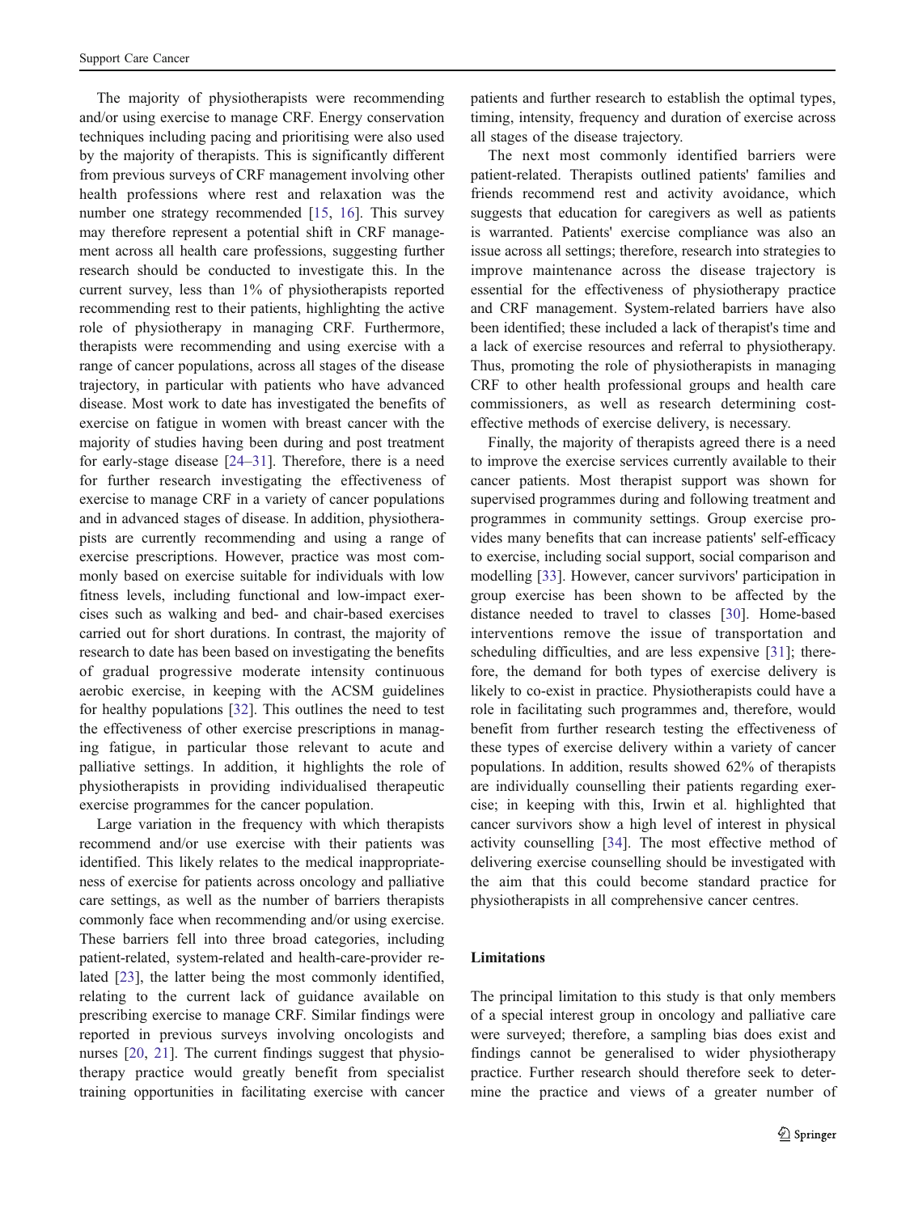The majority of physiotherapists were recommending and/or using exercise to manage CRF. Energy conservation techniques including pacing and prioritising were also used by the majority of therapists. This is significantly different from previous surveys of CRF management involving other health professions where rest and relaxation was the number one strategy recommended [15, 16]. This survey may therefore represent a potential shift in CRF management across all health care professions, suggesting further research should be conducted to investigate this. In the current survey, less than 1% of physiotherapists reported recommending rest to their patients, highlighting the active role of physiotherapy in managing CRF. Furthermore, therapists were recommending and using exercise with a range of cancer populations, across all stages of the disease trajectory, in particular with patients who have advanced disease. Most work to date has investigated the benefits of exercise on fatigue in women with breast cancer with the majority of studies having been during and post treatment for early-stage disease [24–31]. Therefore, there is a need for further research investigating the effectiveness of exercise to manage CRF in a variety of cancer populations and in advanced stages of disease. In addition, physiotherapists are currently recommending and using a range of exercise prescriptions. However, practice was most commonly based on exercise suitable for individuals with low fitness levels, including functional and low-impact exercises such as walking and bed- and chair-based exercises carried out for short durations. In contrast, the majority of research to date has been based on investigating the benefits of gradual progressive moderate intensity continuous aerobic exercise, in keeping with the ACSM guidelines for healthy populations [32]. This outlines the need to test the effectiveness of other exercise prescriptions in managing fatigue, in particular those relevant to acute and palliative settings. In addition, it highlights the role of physiotherapists in providing individualised therapeutic exercise programmes for the cancer population.

Large variation in the frequency with which therapists recommend and/or use exercise with their patients was identified. This likely relates to the medical inappropriateness of exercise for patients across oncology and palliative care settings, as well as the number of barriers therapists commonly face when recommending and/or using exercise. These barriers fell into three broad categories, including patient-related, system-related and health-care-provider related [23], the latter being the most commonly identified, relating to the current lack of guidance available on prescribing exercise to manage CRF. Similar findings were reported in previous surveys involving oncologists and nurses [20, 21]. The current findings suggest that physiotherapy practice would greatly benefit from specialist training opportunities in facilitating exercise with cancer patients and further research to establish the optimal types, timing, intensity, frequency and duration of exercise across all stages of the disease trajectory.

The next most commonly identified barriers were patient-related. Therapists outlined patients' families and friends recommend rest and activity avoidance, which suggests that education for caregivers as well as patients is warranted. Patients' exercise compliance was also an issue across all settings; therefore, research into strategies to improve maintenance across the disease trajectory is essential for the effectiveness of physiotherapy practice and CRF management. System-related barriers have also been identified; these included a lack of therapist's time and a lack of exercise resources and referral to physiotherapy. Thus, promoting the role of physiotherapists in managing CRF to other health professional groups and health care commissioners, as well as research determining cost-effective methods of exercise delivery, is necessary.

Finally, the majority of therapists agreed there is a need to improve the exercise services currently available to their cancer patients. Most therapist support was shown for supervised programmes during and following treatment and programmes in community settings. Group exercise provides many benefits that can increase patients' self-efficacy to exercise, including social support, social comparison and modelling [33]. However, cancer survivors' participation in group exercise has been shown to be affected by the distance needed to travel to classes [30]. Home-based interventions remove the issue of transportation and scheduling difficulties, and are less expensive [31]; therefore, the demand for both types of exercise delivery is likely to co-exist in practice. Physiotherapists could have a role in facilitating such programmes and, therefore, would benefit from further research testing the effectiveness of these types of exercise delivery within a variety of cancer populations. In addition, results showed 62% of therapists are individually counselling their patients regarding exercise; in keeping with this, Irwin et al. highlighted that cancer survivors show a high level of interest in physical activity counselling [34]. The most effective method of delivering exercise counselling should be investigated with the aim that this could become standard practice for physiotherapists in all comprehensive cancer centres.

## Limitations

The principal limitation to this study is that only members of a special interest group in oncology and palliative care were surveyed; therefore, a sampling bias does exist and findings cannot be generalised to wider physiotherapy practice. Further research should therefore seek to determine the practice and views of a greater number of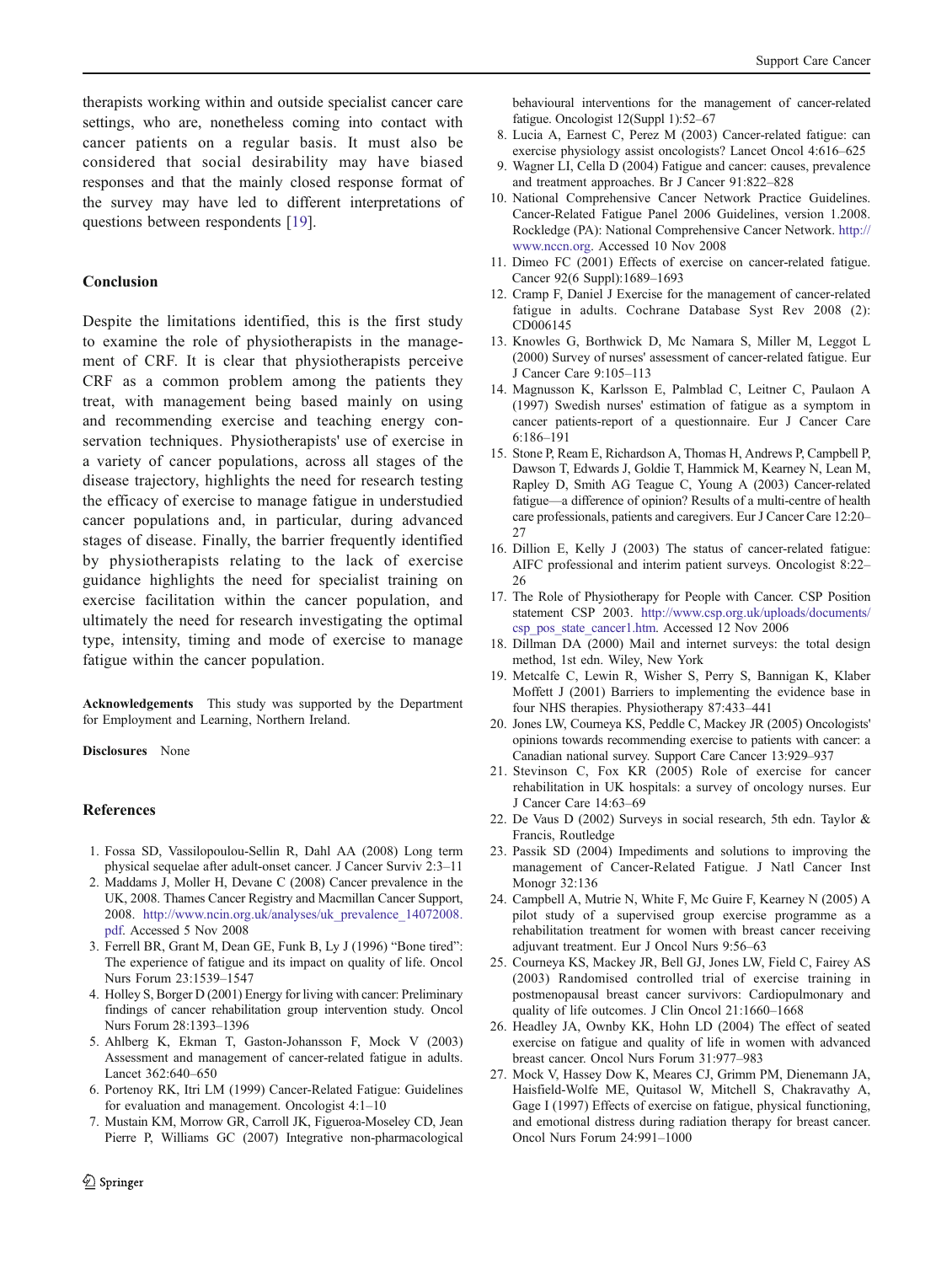therapists working within and outside specialist cancer care settings, who are, nonetheless coming into contact with cancer patients on a regular basis. It must also be considered that social desirability may have biased responses and that the mainly closed response format of the survey may have led to different interpretations of questions between respondents [19].

## Conclusion

Despite the limitations identified, this is the first study to examine the role of physiotherapists in the management of CRF. It is clear that physiotherapists perceive CRF as a common problem among the patients they treat, with management being based mainly on using and recommending exercise and teaching energy conservation techniques. Physiotherapists' use of exercise in a variety of cancer populations, across all stages of the disease trajectory, highlights the need for research testing the efficacy of exercise to manage fatigue in understudied cancer populations and, in particular, during advanced stages of disease. Finally, the barrier frequently identified by physiotherapists relating to the lack of exercise guidance highlights the need for specialist training on exercise facilitation within the cancer population, and ultimately the need for research investigating the optimal type, intensity, timing and mode of exercise to manage fatigue within the cancer population.

**Acknowledgements** This study was supported by the Department for Employment and Learning, Northern Ireland.

**Disclosures** None

## References

1. Fossa SD, Vassilopoulou-Sellin R, Dahl AA (2008) Long term physical sequelae after adult-onset cancer. J Cancer Surviv 2:3–11
2. Maddams J, Moller H, Devane C (2008) Cancer prevalence in the UK, 2008. Thames Cancer Registry and Macmillan Cancer Support, 2008. http://www.ncin.org.uk/analyses/uk_prevalence_14072008.pdf. Accessed 5 Nov 2008
3. Ferrell BR, Grant M, Dean GE, Funk B, Ly J (1996) "Bone tired": The experience of fatigue and its impact on quality of life. Oncol Nurs Forum 23:1539–1547
4. Holley S, Borger D (2001) Energy for living with cancer: Preliminary findings of cancer rehabilitation group intervention study. Oncol Nurs Forum 28:1393–1396
5. Ahlberg K, Ekman T, Gaston-Johansson F, Mock V (2003) Assessment and management of cancer-related fatigue in adults. Lancet 362:640–650
6. Portenoy RK, Itri LM (1999) Cancer-Related Fatigue: Guidelines for evaluation and management. Oncologist 4:1–10
7. Mustain KM, Morrow GR, Carroll JK, Figueroa-Moseley CD, Jean Pierre P, Williams GC (2007) Integrative non-pharmacological behavioural interventions for the management of cancer-related fatigue. Oncologist 12(Suppl 1):52–67
8. Lucia A, Earnest C, Perez M (2003) Cancer-related fatigue: can exercise physiology assist oncologists? Lancet Oncol 4:616–625
9. Wagner LI, Cella D (2004) Fatigue and cancer: causes, prevalence and treatment approaches. Br J Cancer 91:822–828
10. National Comprehensive Cancer Network Practice Guidelines. Cancer-Related Fatigue Panel 2006 Guidelines, version 1.2008. Rockledge (PA): National Comprehensive Cancer Network. http://www.nccn.org. Accessed 10 Nov 2008
11. Dimeo FC (2001) Effects of exercise on cancer-related fatigue. Cancer 92(6 Suppl):1689–1693
12. Cramp F, Daniel J Exercise for the management of cancer-related fatigue in adults. Cochrane Database Syst Rev 2008 (2): CD006145
13. Knowles G, Borthwick D, Mc Namara S, Miller M, Leggot L (2000) Survey of nurses' assessment of cancer-related fatigue. Eur J Cancer Care 9:105–113
14. Magnusson K, Karlsson E, Palmblad C, Leitner C, Paulaon A (1997) Swedish nurses' estimation of fatigue as a symptom in cancer patients-report of a questionnaire. Eur J Cancer Care 6:186–191
15. Stone P, Ream E, Richardson A, Thomas H, Andrews P, Campbell P, Dawson T, Edwards J, Goldie T, Hammick M, Kearney N, Lean M, Rapley D, Smith AG Teague C, Young A (2003) Cancer-related fatigue—a difference of opinion? Results of a multi-centre of health care professionals, patients and caregivers. Eur J Cancer Care 12:20–27
16. Dillion E, Kelly J (2003) The status of cancer-related fatigue: AIFC professional and interim patient surveys. Oncologist 8:22–26
17. The Role of Physiotherapy for People with Cancer. CSP Position statement CSP 2003. http://www.csp.org.uk/uploads/documents/csp_pos_state_cancer1.htm. Accessed 12 Nov 2006
18. Dillman DA (2000) Mail and internet surveys: the total design method, 1st edn. Wiley, New York
19. Metcalfe C, Lewin R, Wisher S, Perry S, Bannigan K, Klaber Moffett J (2001) Barriers to implementing the evidence base in four NHS therapies. Physiotherapy 87:433–441
20. Jones LW, Courneya KS, Peddle C, Mackey JR (2005) Oncologists' opinions towards recommending exercise to patients with cancer: a Canadian national survey. Support Care Cancer 13:929–937
21. Stevinson C, Fox KR (2005) Role of exercise for cancer rehabilitation in UK hospitals: a survey of oncology nurses. Eur J Cancer Care 14:63–69
22. De Vaus D (2002) Surveys in social research, 5th edn. Taylor & Francis, Routledge
23. Passik SD (2004) Impediments and solutions to improving the management of Cancer-Related Fatigue. J Natl Cancer Inst Monogr 32:136
24. Campbell A, Mutrie N, White F, Mc Guire F, Kearney N (2005) A pilot study of a supervised group exercise programme as a rehabilitation treatment for women with breast cancer receiving adjuvant treatment. Eur J Oncol Nurs 9:56–63
25. Courneya KS, Mackey JR, Bell GJ, Jones LW, Field C, Fairey AS (2003) Randomised controlled trial of exercise training in postmenopausal breast cancer survivors: Cardiopulmonary and quality of life outcomes. J Clin Oncol 21:1660–1668
26. Headley JA, Ownby KK, Hohn LD (2004) The effect of seated exercise on fatigue and quality of life in women with advanced breast cancer. Oncol Nurs Forum 31:977–983
27. Mock V, Hassey Dow K, Meares CJ, Grimm PM, Dienemann JA, Haisfield-Wolfe ME, Quitasol W, Mitchell S, Chakravathy A, Gage I (1997) Effects of exercise on fatigue, physical functioning, and emotional distress during radiation therapy for breast cancer. Oncol Nurs Forum 24:991–1000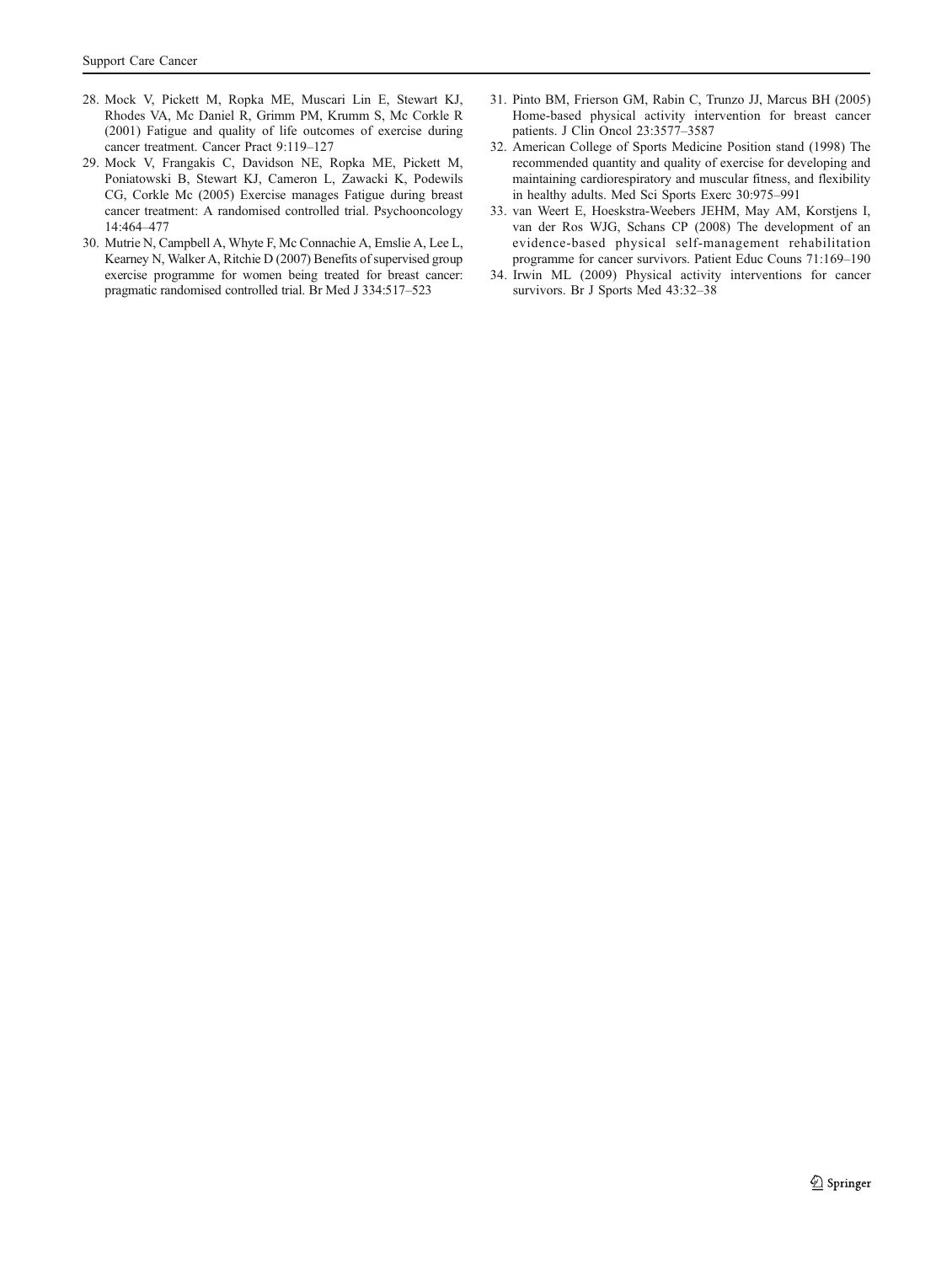28. Mock V, Pickett M, Ropka ME, Muscari Lin E, Stewart KJ, Rhodes VA, Mc Daniel R, Grimm PM, Krumm S, Mc Corkle R (2001) Fatigue and quality of life outcomes of exercise during cancer treatment. Cancer Pract 9:119–127
29. Mock V, Frangakis C, Davidson NE, Ropka ME, Pickett M, Poniatowski B, Stewart KJ, Cameron L, Zawacki K, Podewils CG, Corkle Mc (2005) Exercise manages Fatigue during breast cancer treatment: A randomised controlled trial. Psychooncology 14:464–477
30. Mutrie N, Campbell A, Whyte F, Mc Connachie A, Emslie A, Lee L, Kearney N, Walker A, Ritchie D (2007) Benefits of supervised group exercise programme for women being treated for breast cancer: pragmatic randomised controlled trial. Br Med J 334:517–523
31. Pinto BM, Frierson GM, Rabin C, Trunzo JJ, Marcus BH (2005) Home-based physical activity intervention for breast cancer patients. J Clin Oncol 23:3577–3587
32. American College of Sports Medicine Position stand (1998) The recommended quantity and quality of exercise for developing and maintaining cardiorespiratory and muscular fitness, and flexibility in healthy adults. Med Sci Sports Exerc 30:975–991
33. van Weert E, Hoeskstra-Weebers JEHM, May AM, Korstjens I, van der Ros WJG, Schans CP (2008) The development of an evidence-based physical self-management rehabilitation programme for cancer survivors. Patient Educ Couns 71:169–190
34. Irwin ML (2009) Physical activity interventions for cancer survivors. Br J Sports Med 43:32–38